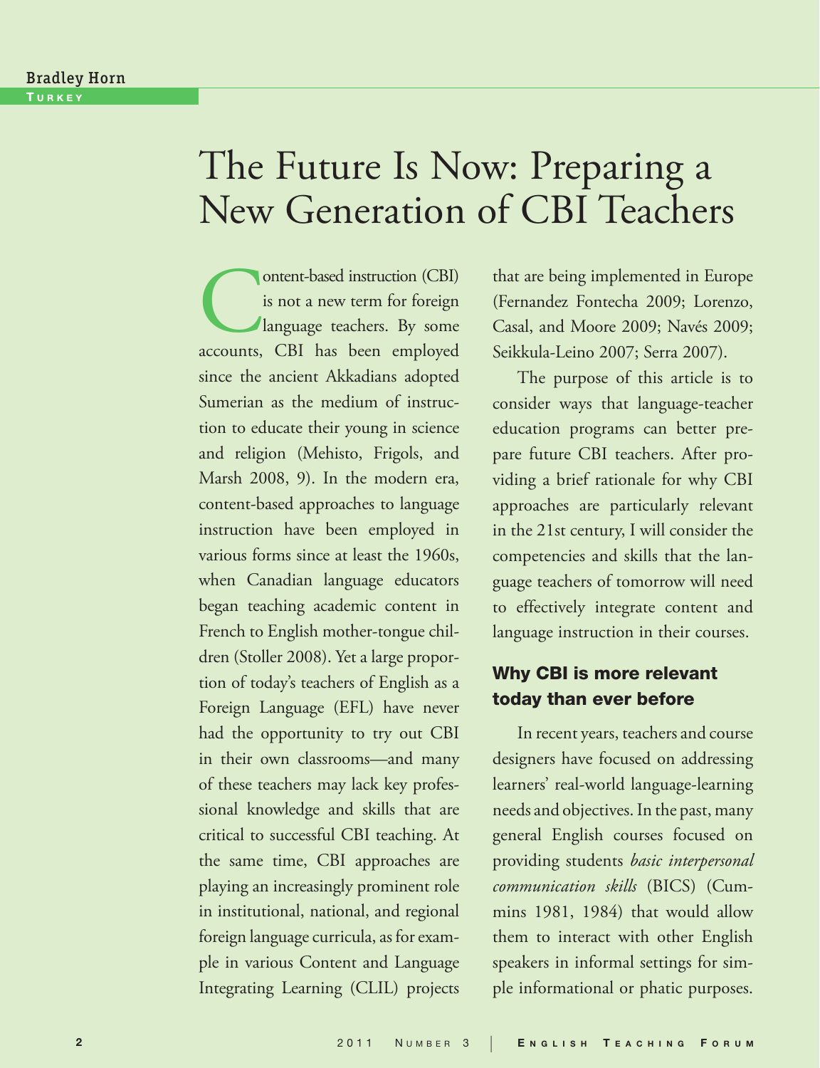Bradley Horn

Turkey

# The Future Is Now: Preparing a New Generation of CBI Teachers

Content-based instruction (CBI) is not a new term for foreign language teachers. By some accounts, CBI has been employed since the ancient Akkadians adopted Sumerian as the medium of instruction to educate their young in science and religion (Mehisto, Frigols, and Marsh 2008, 9). In the modern era, content-based approaches to language instruction have been employed in various forms since at least the 1960s, when Canadian language educators began teaching academic content in French to English mother-tongue children (Stoller 2008). Yet a large proportion of today's teachers of English as a Foreign Language (EFL) have never had the opportunity to try out CBI in their own classrooms—and many of these teachers may lack key professional knowledge and skills that are critical to successful CBI teaching. At the same time, CBI approaches are playing an increasingly prominent role in institutional, national, and regional foreign language curricula, as for example in various Content and Language Integrating Learning (CLIL) projects that are being implemented in Europe (Fernandez Fontecha 2009; Lorenzo, Casal, and Moore 2009; Navés 2009; Seikkula-Leino 2007; Serra 2007).

The purpose of this article is to consider ways that language-teacher education programs can better prepare future CBI teachers. After providing a brief rationale for why CBI approaches are particularly relevant in the 21st century, I will consider the competencies and skills that the language teachers of tomorrow will need to effectively integrate content and language instruction in their courses.

## Why CBI is more relevant today than ever before

In recent years, teachers and course designers have focused on addressing learners' real-world language-learning needs and objectives. In the past, many general English courses focused on providing students *basic interpersonal communication skills* (BICS) (Cummins 1981, 1984) that would allow them to interact with other English speakers in informal settings for simple informational or phatic purposes.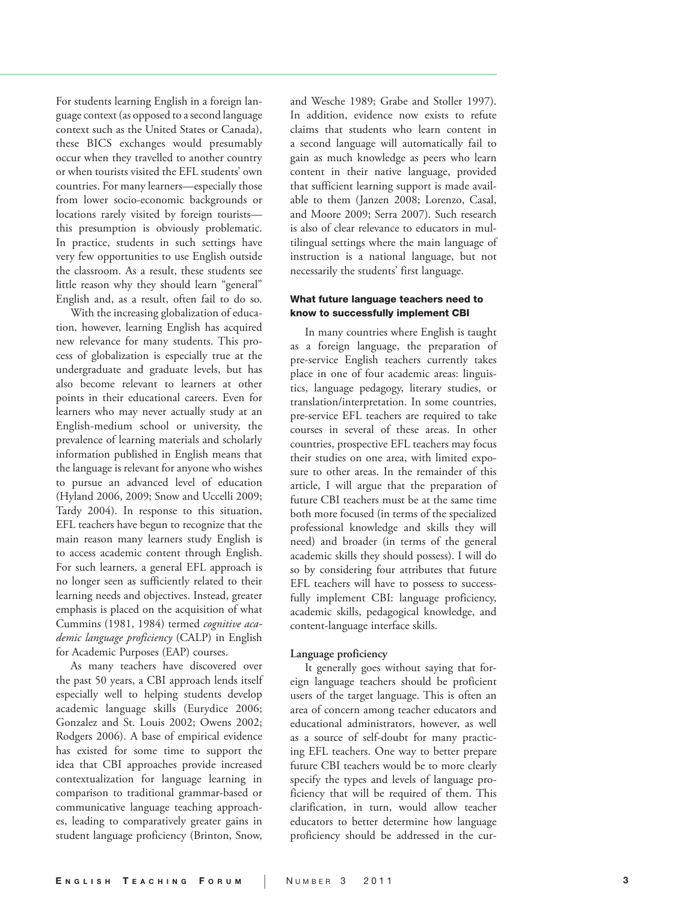For students learning English in a foreign language context (as opposed to a second language context such as the United States or Canada), these BICS exchanges would presumably occur when they travelled to another country or when tourists visited the EFL students' own countries. For many learners—especially those from lower socio-economic backgrounds or locations rarely visited by foreign tourists—this presumption is obviously problematic. In practice, students in such settings have very few opportunities to use English outside the classroom. As a result, these students see little reason why they should learn "general" English and, as a result, often fail to do so.

With the increasing globalization of education, however, learning English has acquired new relevance for many students. This process of globalization is especially true at the undergraduate and graduate levels, but has also become relevant to learners at other points in their educational careers. Even for learners who may never actually study at an English-medium school or university, the prevalence of learning materials and scholarly information published in English means that the language is relevant for anyone who wishes to pursue an advanced level of education (Hyland 2006, 2009; Snow and Uccelli 2009; Tardy 2004). In response to this situation, EFL teachers have begun to recognize that the main reason many learners study English is to access academic content through English. For such learners, a general EFL approach is no longer seen as sufficiently related to their learning needs and objectives. Instead, greater emphasis is placed on the acquisition of what Cummins (1981, 1984) termed *cognitive academic language proficiency* (CALP) in English for Academic Purposes (EAP) courses.

As many teachers have discovered over the past 50 years, a CBI approach lends itself especially well to helping students develop academic language skills (Eurydice 2006; Gonzalez and St. Louis 2002; Owens 2002; Rodgers 2006). A base of empirical evidence has existed for some time to support the idea that CBI approaches provide increased contextualization for language learning in comparison to traditional grammar-based or communicative language teaching approaches, leading to comparatively greater gains in student language proficiency (Brinton, Snow, and Wesche 1989; Grabe and Stoller 1997). In addition, evidence now exists to refute claims that students who learn content in a second language will automatically fail to gain as much knowledge as peers who learn content in their native language, provided that sufficient learning support is made available to them (Janzen 2008; Lorenzo, Casal, and Moore 2009; Serra 2007). Such research is also of clear relevance to educators in multilingual settings where the main language of instruction is a national language, but not necessarily the students' first language.

### What future language teachers need to know to successfully implement CBI

In many countries where English is taught as a foreign language, the preparation of pre-service English teachers currently takes place in one of four academic areas: linguistics, language pedagogy, literary studies, or translation/interpretation. In some countries, pre-service EFL teachers are required to take courses in several of these areas. In other countries, prospective EFL teachers may focus their studies on one area, with limited exposure to other areas. In the remainder of this article, I will argue that the preparation of future CBI teachers must be at the same time both more focused (in terms of the specialized professional knowledge and skills they will need) and broader (in terms of the general academic skills they should possess). I will do so by considering four attributes that future EFL teachers will have to possess to successfully implement CBI: language proficiency, academic skills, pedagogical knowledge, and content-language interface skills.

#### Language proficiency

It generally goes without saying that foreign language teachers should be proficient users of the target language. This is often an area of concern among teacher educators and educational administrators, however, as well as a source of self-doubt for many practicing EFL teachers. One way to better prepare future CBI teachers would be to more clearly specify the types and levels of language proficiency that will be required of them. This clarification, in turn, would allow teacher educators to better determine how language proficiency should be addressed in the cur-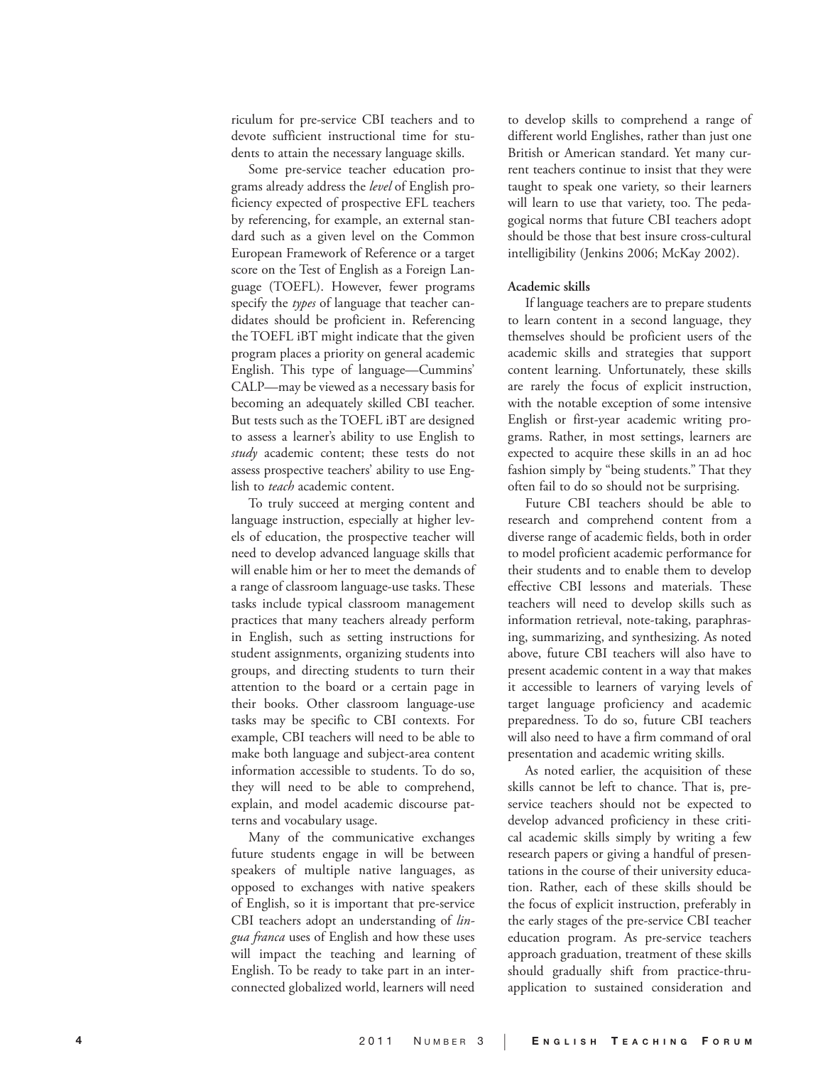riculum for pre-service CBI teachers and to devote sufficient instructional time for students to attain the necessary language skills.

Some pre-service teacher education programs already address the *level* of English proficiency expected of prospective EFL teachers by referencing, for example, an external standard such as a given level on the Common European Framework of Reference or a target score on the Test of English as a Foreign Language (TOEFL). However, fewer programs specify the *types* of language that teacher candidates should be proficient in. Referencing the TOEFL iBT might indicate that the given program places a priority on general academic English. This type of language—Cummins' CALP—may be viewed as a necessary basis for becoming an adequately skilled CBI teacher. But tests such as the TOEFL iBT are designed to assess a learner's ability to use English to *study* academic content; these tests do not assess prospective teachers' ability to use English to *teach* academic content.

To truly succeed at merging content and language instruction, especially at higher levels of education, the prospective teacher will need to develop advanced language skills that will enable him or her to meet the demands of a range of classroom language-use tasks. These tasks include typical classroom management practices that many teachers already perform in English, such as setting instructions for student assignments, organizing students into groups, and directing students to turn their attention to the board or a certain page in their books. Other classroom language-use tasks may be specific to CBI contexts. For example, CBI teachers will need to be able to make both language and subject-area content information accessible to students. To do so, they will need to be able to comprehend, explain, and model academic discourse patterns and vocabulary usage.

Many of the communicative exchanges future students engage in will be between speakers of multiple native languages, as opposed to exchanges with native speakers of English, so it is important that pre-service CBI teachers adopt an understanding of *lingua franca* uses of English and how these uses will impact the teaching and learning of English. To be ready to take part in an interconnected globalized world, learners will need to develop skills to comprehend a range of different world Englishes, rather than just one British or American standard. Yet many current teachers continue to insist that they were taught to speak one variety, so their learners will learn to use that variety, too. The pedagogical norms that future CBI teachers adopt should be those that best insure cross-cultural intelligibility (Jenkins 2006; McKay 2002).

**Academic skills**

If language teachers are to prepare students to learn content in a second language, they themselves should be proficient users of the academic skills and strategies that support content learning. Unfortunately, these skills are rarely the focus of explicit instruction, with the notable exception of some intensive English or first-year academic writing programs. Rather, in most settings, learners are expected to acquire these skills in an ad hoc fashion simply by "being students." That they often fail to do so should not be surprising.

Future CBI teachers should be able to research and comprehend content from a diverse range of academic fields, both in order to model proficient academic performance for their students and to enable them to develop effective CBI lessons and materials. These teachers will need to develop skills such as information retrieval, note-taking, paraphrasing, summarizing, and synthesizing. As noted above, future CBI teachers will also have to present academic content in a way that makes it accessible to learners of varying levels of target language proficiency and academic preparedness. To do so, future CBI teachers will also need to have a firm command of oral presentation and academic writing skills.

As noted earlier, the acquisition of these skills cannot be left to chance. That is, pre-service teachers should not be expected to develop advanced proficiency in these critical academic skills simply by writing a few research papers or giving a handful of presentations in the course of their university education. Rather, each of these skills should be the focus of explicit instruction, preferably in the early stages of the pre-service CBI teacher education program. As pre-service teachers approach graduation, treatment of these skills should gradually shift from practice-thru-application to sustained consideration and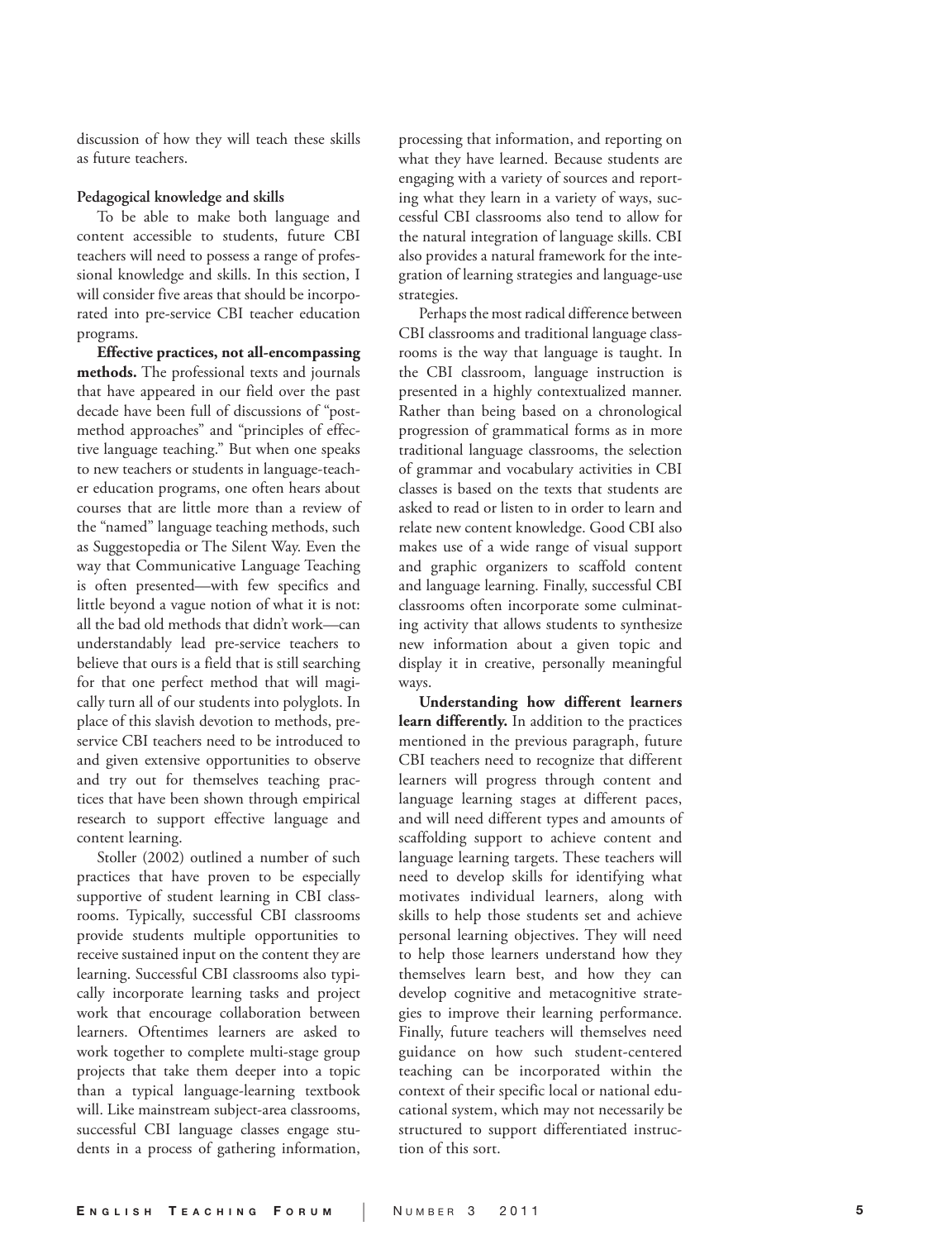discussion of how they will teach these skills as future teachers.

**Pedagogical knowledge and skills**

To be able to make both language and content accessible to students, future CBI teachers will need to possess a range of professional knowledge and skills. In this section, I will consider five areas that should be incorporated into pre-service CBI teacher education programs.

**Effective practices, not all-encompassing methods.** The professional texts and journals that have appeared in our field over the past decade have been full of discussions of "post-method approaches" and "principles of effective language teaching." But when one speaks to new teachers or students in language-teacher education programs, one often hears about courses that are little more than a review of the "named" language teaching methods, such as Suggestopedia or The Silent Way. Even the way that Communicative Language Teaching is often presented—with few specifics and little beyond a vague notion of what it is not: all the bad old methods that didn't work—can understandably lead pre-service teachers to believe that ours is a field that is still searching for that one perfect method that will magically turn all of our students into polyglots. In place of this slavish devotion to methods, pre-service CBI teachers need to be introduced to and given extensive opportunities to observe and try out for themselves teaching practices that have been shown through empirical research to support effective language and content learning.

Stoller (2002) outlined a number of such practices that have proven to be especially supportive of student learning in CBI classrooms. Typically, successful CBI classrooms provide students multiple opportunities to receive sustained input on the content they are learning. Successful CBI classrooms also typically incorporate learning tasks and project work that encourage collaboration between learners. Oftentimes learners are asked to work together to complete multi-stage group projects that take them deeper into a topic than a typical language-learning textbook will. Like mainstream subject-area classrooms, successful CBI language classes engage students in a process of gathering information, processing that information, and reporting on what they have learned. Because students are engaging with a variety of sources and reporting what they learn in a variety of ways, successful CBI classrooms also tend to allow for the natural integration of language skills. CBI also provides a natural framework for the integration of learning strategies and language-use strategies.

Perhaps the most radical difference between CBI classrooms and traditional language classrooms is the way that language is taught. In the CBI classroom, language instruction is presented in a highly contextualized manner. Rather than being based on a chronological progression of grammatical forms as in more traditional language classrooms, the selection of grammar and vocabulary activities in CBI classes is based on the texts that students are asked to read or listen to in order to learn and relate new content knowledge. Good CBI also makes use of a wide range of visual support and graphic organizers to scaffold content and language learning. Finally, successful CBI classrooms often incorporate some culminating activity that allows students to synthesize new information about a given topic and display it in creative, personally meaningful ways.

**Understanding how different learners learn differently.** In addition to the practices mentioned in the previous paragraph, future CBI teachers need to recognize that different learners will progress through content and language learning stages at different paces, and will need different types and amounts of scaffolding support to achieve content and language learning targets. These teachers will need to develop skills for identifying what motivates individual learners, along with skills to help those students set and achieve personal learning objectives. They will need to help those learners understand how they themselves learn best, and how they can develop cognitive and metacognitive strategies to improve their learning performance. Finally, future teachers will themselves need guidance on how such student-centered teaching can be incorporated within the context of their specific local or national educational system, which may not necessarily be structured to support differentiated instruction of this sort.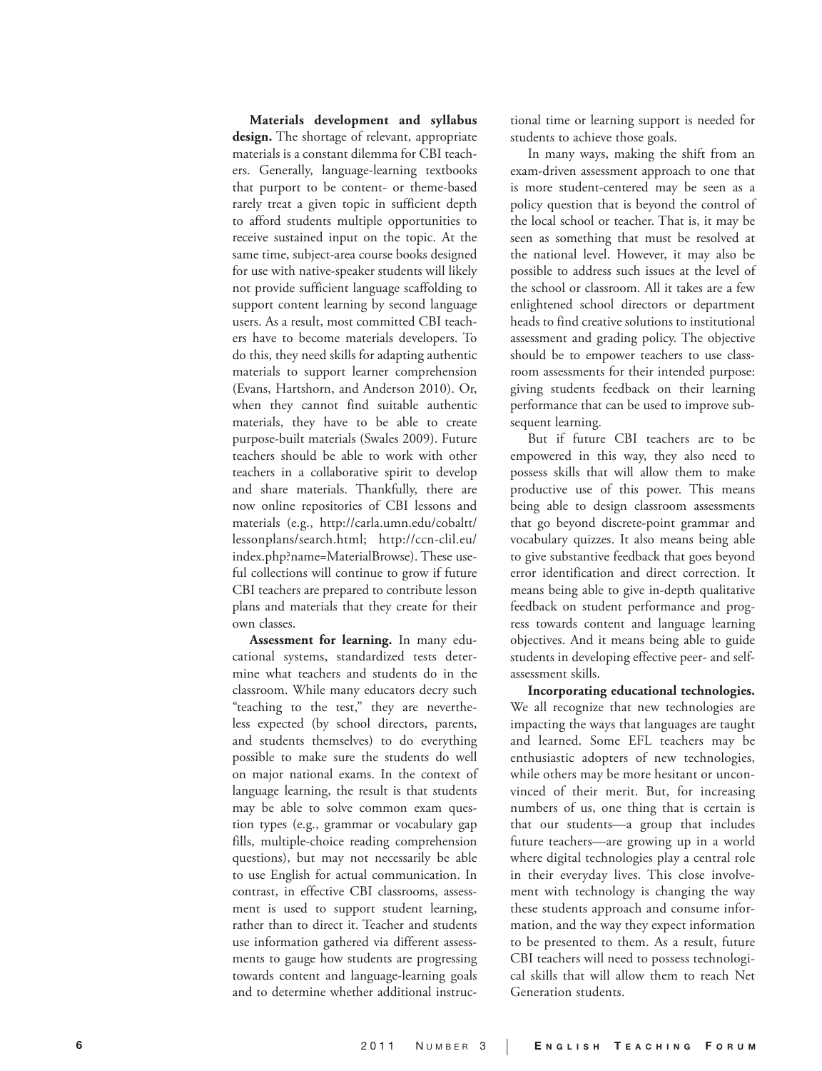**Materials development and syllabus design.** The shortage of relevant, appropriate materials is a constant dilemma for CBI teachers. Generally, language-learning textbooks that purport to be content- or theme-based rarely treat a given topic in sufficient depth to afford students multiple opportunities to receive sustained input on the topic. At the same time, subject-area course books designed for use with native-speaker students will likely not provide sufficient language scaffolding to support content learning by second language users. As a result, most committed CBI teachers have to become materials developers. To do this, they need skills for adapting authentic materials to support learner comprehension (Evans, Hartshorn, and Anderson 2010). Or, when they cannot find suitable authentic materials, they have to be able to create purpose-built materials (Swales 2009). Future teachers should be able to work with other teachers in a collaborative spirit to develop and share materials. Thankfully, there are now online repositories of CBI lessons and materials (e.g., http://carla.umn.edu/cobaltt/lessonplans/search.html; http://ccn-clil.eu/index.php?name=MaterialBrowse). These useful collections will continue to grow if future CBI teachers are prepared to contribute lesson plans and materials that they create for their own classes.

**Assessment for learning.** In many educational systems, standardized tests determine what teachers and students do in the classroom. While many educators decry such "teaching to the test," they are nevertheless expected (by school directors, parents, and students themselves) to do everything possible to make sure the students do well on major national exams. In the context of language learning, the result is that students may be able to solve common exam question types (e.g., grammar or vocabulary gap fills, multiple-choice reading comprehension questions), but may not necessarily be able to use English for actual communication. In contrast, in effective CBI classrooms, assessment is used to support student learning, rather than to direct it. Teacher and students use information gathered via different assessments to gauge how students are progressing towards content and language-learning goals and to determine whether additional instructional time or learning support is needed for students to achieve those goals.

In many ways, making the shift from an exam-driven assessment approach to one that is more student-centered may be seen as a policy question that is beyond the control of the local school or teacher. That is, it may be seen as something that must be resolved at the national level. However, it may also be possible to address such issues at the level of the school or classroom. All it takes are a few enlightened school directors or department heads to find creative solutions to institutional assessment and grading policy. The objective should be to empower teachers to use classroom assessments for their intended purpose: giving students feedback on their learning performance that can be used to improve subsequent learning.

But if future CBI teachers are to be empowered in this way, they also need to possess skills that will allow them to make productive use of this power. This means being able to design classroom assessments that go beyond discrete-point grammar and vocabulary quizzes. It also means being able to give substantive feedback that goes beyond error identification and direct correction. It means being able to give in-depth qualitative feedback on student performance and progress towards content and language learning objectives. And it means being able to guide students in developing effective peer- and self-assessment skills.

**Incorporating educational technologies.** We all recognize that new technologies are impacting the ways that languages are taught and learned. Some EFL teachers may be enthusiastic adopters of new technologies, while others may be more hesitant or unconvinced of their merit. But, for increasing numbers of us, one thing that is certain is that our students—a group that includes future teachers—are growing up in a world where digital technologies play a central role in their everyday lives. This close involvement with technology is changing the way these students approach and consume information, and the way they expect information to be presented to them. As a result, future CBI teachers will need to possess technological skills that will allow them to reach Net Generation students.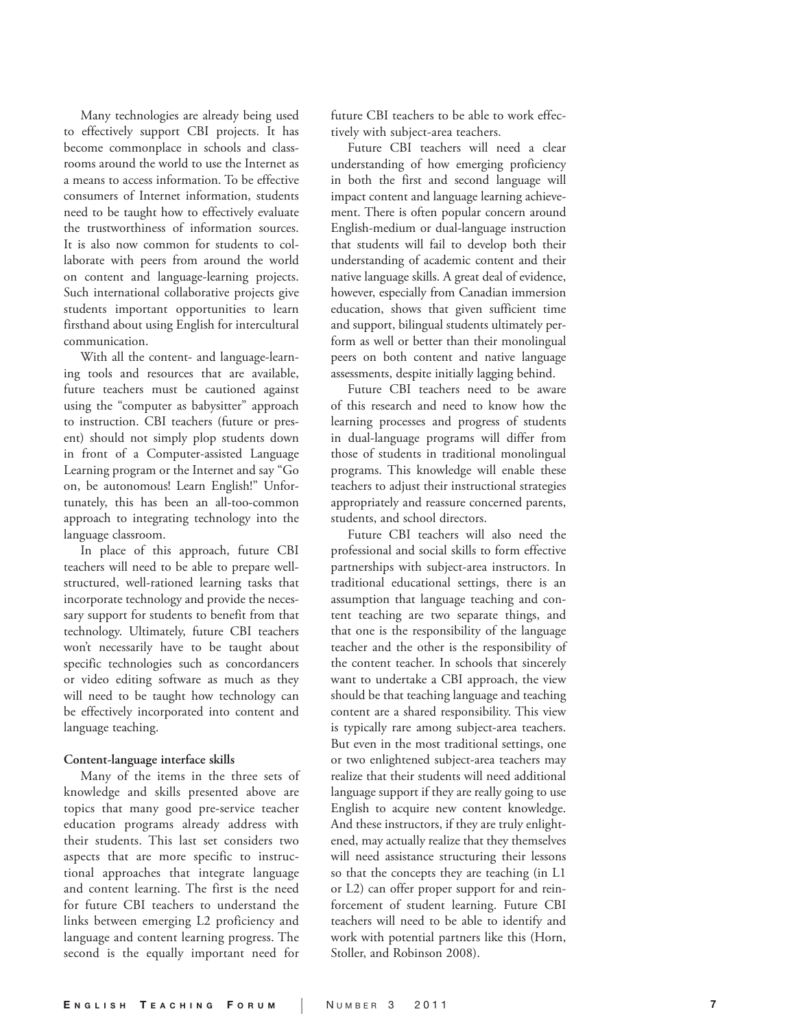Many technologies are already being used to effectively support CBI projects. It has become commonplace in schools and classrooms around the world to use the Internet as a means to access information. To be effective consumers of Internet information, students need to be taught how to effectively evaluate the trustworthiness of information sources. It is also now common for students to collaborate with peers from around the world on content and language-learning projects. Such international collaborative projects give students important opportunities to learn firsthand about using English for intercultural communication.

With all the content- and language-learning tools and resources that are available, future teachers must be cautioned against using the "computer as babysitter" approach to instruction. CBI teachers (future or present) should not simply plop students down in front of a Computer-assisted Language Learning program or the Internet and say "Go on, be autonomous! Learn English!" Unfortunately, this has been an all-too-common approach to integrating technology into the language classroom.

In place of this approach, future CBI teachers will need to be able to prepare well-structured, well-rationed learning tasks that incorporate technology and provide the necessary support for students to benefit from that technology. Ultimately, future CBI teachers won't necessarily have to be taught about specific technologies such as concordancers or video editing software as much as they will need to be taught how technology can be effectively incorporated into content and language teaching.

**Content-language interface skills**

Many of the items in the three sets of knowledge and skills presented above are topics that many good pre-service teacher education programs already address with their students. This last set considers two aspects that are more specific to instructional approaches that integrate language and content learning. The first is the need for future CBI teachers to understand the links between emerging L2 proficiency and language and content learning progress. The second is the equally important need for future CBI teachers to be able to work effectively with subject-area teachers.

Future CBI teachers will need a clear understanding of how emerging proficiency in both the first and second language will impact content and language learning achievement. There is often popular concern around English-medium or dual-language instruction that students will fail to develop both their understanding of academic content and their native language skills. A great deal of evidence, however, especially from Canadian immersion education, shows that given sufficient time and support, bilingual students ultimately perform as well or better than their monolingual peers on both content and native language assessments, despite initially lagging behind.

Future CBI teachers need to be aware of this research and need to know how the learning processes and progress of students in dual-language programs will differ from those of students in traditional monolingual programs. This knowledge will enable these teachers to adjust their instructional strategies appropriately and reassure concerned parents, students, and school directors.

Future CBI teachers will also need the professional and social skills to form effective partnerships with subject-area instructors. In traditional educational settings, there is an assumption that language teaching and content teaching are two separate things, and that one is the responsibility of the language teacher and the other is the responsibility of the content teacher. In schools that sincerely want to undertake a CBI approach, the view should be that teaching language and teaching content are a shared responsibility. This view is typically rare among subject-area teachers. But even in the most traditional settings, one or two enlightened subject-area teachers may realize that their students will need additional language support if they are really going to use English to acquire new content knowledge. And these instructors, if they are truly enlightened, may actually realize that they themselves will need assistance structuring their lessons so that the concepts they are teaching (in L1 or L2) can offer proper support for and reinforcement of student learning. Future CBI teachers will need to be able to identify and work with potential partners like this (Horn, Stoller, and Robinson 2008).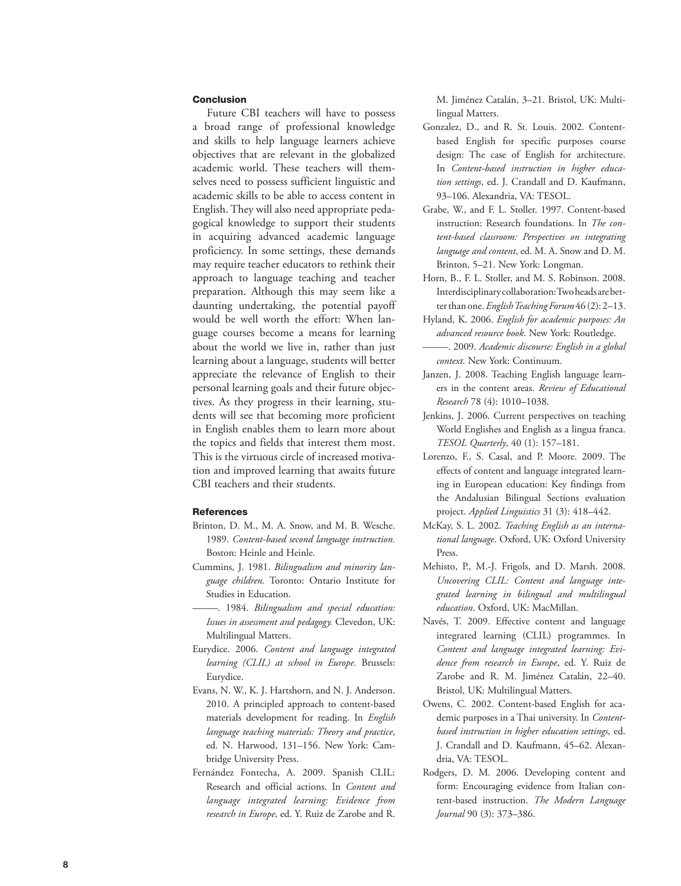## Conclusion

Future CBI teachers will have to possess a broad range of professional knowledge and skills to help language learners achieve objectives that are relevant in the globalized academic world. These teachers will themselves need to possess sufficient linguistic and academic skills to be able to access content in English. They will also need appropriate pedagogical knowledge to support their students in acquiring advanced academic language proficiency. In some settings, these demands may require teacher educators to rethink their approach to language teaching and teacher preparation. Although this may seem like a daunting undertaking, the potential payoff would be well worth the effort: When language courses become a means for learning about the world we live in, rather than just learning about a language, students will better appreciate the relevance of English to their personal learning goals and their future objectives. As they progress in their learning, students will see that becoming more proficient in English enables them to learn more about the topics and fields that interest them most. This is the virtuous circle of increased motivation and improved learning that awaits future CBI teachers and their students.

## References

Brinton, D. M., M. A. Snow, and M. B. Wesche. 1989. *Content-based second language instruction.* Boston: Heinle and Heinle.

Cummins, J. 1981. *Bilingualism and minority language children.* Toronto: Ontario Institute for Studies in Education.

———. 1984. *Bilingualism and special education: Issues in assessment and pedagogy.* Clevedon, UK: Multilingual Matters.

Eurydice. 2006. *Content and language integrated learning (CLIL) at school in Europe.* Brussels: Eurydice.

Evans, N. W., K. J. Hartshorn, and N. J. Anderson. 2010. A principled approach to content-based materials development for reading. In *English language teaching materials: Theory and practice*, ed. N. Harwood, 131–156. New York: Cambridge University Press.

Fernández Fontecha, A. 2009. Spanish CLIL: Research and official actions. In *Content and language integrated learning: Evidence from research in Europe*, ed. Y. Ruiz de Zarobe and R. M. Jiménez Catalán, 3–21. Bristol, UK: Multilingual Matters.

Gonzalez, D., and R. St. Louis. 2002. Content-based English for specific purposes course design: The case of English for architecture. In *Content-based instruction in higher education settings*, ed. J. Crandall and D. Kaufmann, 93–106. Alexandria, VA: TESOL.

Grabe, W., and F. L. Stoller. 1997. Content-based instruction: Research foundations. In *The content-based classroom: Perspectives on integrating language and content*, ed. M. A. Snow and D. M. Brinton, 5–21. New York: Longman.

Horn, B., F. L. Stoller, and M. S. Robinson. 2008. Interdisciplinary collaboration: Two heads are better than one. *English Teaching Forum* 46 (2): 2–13.

Hyland, K. 2006. *English for academic purposes: An advanced resource book*. New York: Routledge.

———. 2009. *Academic discourse: English in a global context*. New York: Continuum.

Janzen, J. 2008. Teaching English language learners in the content areas. *Review of Educational Research* 78 (4): 1010–1038.

Jenkins, J. 2006. Current perspectives on teaching World Englishes and English as a lingua franca. *TESOL Quarterly*, 40 (1): 157–181.

Lorenzo, F., S. Casal, and P. Moore. 2009. The effects of content and language integrated learning in European education: Key findings from the Andalusian Bilingual Sections evaluation project. *Applied Linguistics* 31 (3): 418–442.

McKay, S. L. 2002. *Teaching English as an international language*. Oxford, UK: Oxford University Press.

Mehisto, P., M.-J. Frigols, and D. Marsh. 2008. *Uncovering CLIL: Content and language integrated learning in bilingual and multilingual education*. Oxford, UK: MacMillan.

Navés, T. 2009. Effective content and language integrated learning (CLIL) programmes. In *Content and language integrated learning: Evidence from research in Europe*, ed. Y. Ruiz de Zarobe and R. M. Jiménez Catalán, 22–40. Bristol, UK: Multilingual Matters.

Owens, C. 2002. Content-based English for academic purposes in a Thai university. In *Content-based instruction in higher education settings*, ed. J. Crandall and D. Kaufmann, 45–62. Alexandria, VA: TESOL.

Rodgers, D. M. 2006. Developing content and form: Encouraging evidence from Italian content-based instruction. *The Modern Language Journal* 90 (3): 373–386.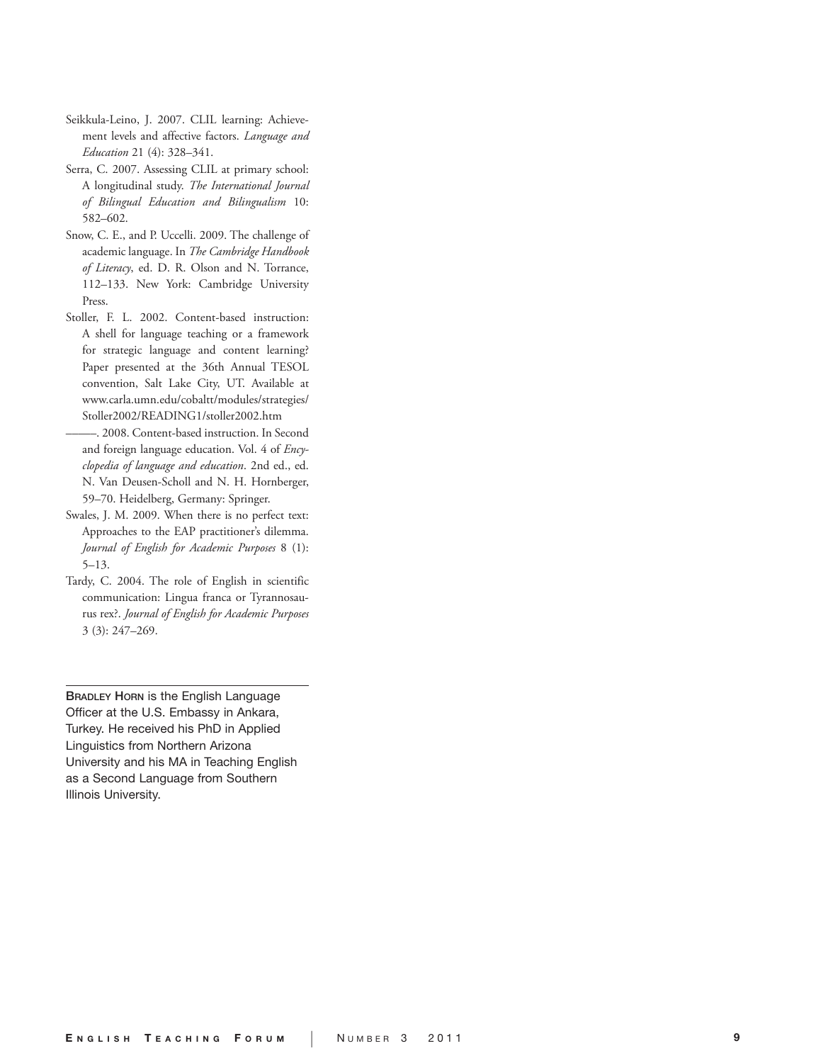Seikkula-Leino, J. 2007. CLIL learning: Achievement levels and affective factors. *Language and Education* 21 (4): 328–341.

Serra, C. 2007. Assessing CLIL at primary school: A longitudinal study. *The International Journal of Bilingual Education and Bilingualism* 10: 582–602.

Snow, C. E., and P. Uccelli. 2009. The challenge of academic language. In *The Cambridge Handbook of Literacy*, ed. D. R. Olson and N. Torrance, 112–133. New York: Cambridge University Press.

Stoller, F. L. 2002. Content-based instruction: A shell for language teaching or a framework for strategic language and content learning? Paper presented at the 36th Annual TESOL convention, Salt Lake City, UT. Available at www.carla.umn.edu/cobaltt/modules/strategies/Stoller2002/READING1/stoller2002.htm

———. 2008. Content-based instruction. In Second and foreign language education. Vol. 4 of *Encyclopedia of language and education*. 2nd ed., ed. N. Van Deusen-Scholl and N. H. Hornberger, 59–70. Heidelberg, Germany: Springer.

Swales, J. M. 2009. When there is no perfect text: Approaches to the EAP practitioner's dilemma. *Journal of English for Academic Purposes* 8 (1): 5–13.

Tardy, C. 2004. The role of English in scientific communication: Lingua franca or Tyrannosaurus rex?. *Journal of English for Academic Purposes* 3 (3): 247–269.

---

**Bradley Horn** is the English Language Officer at the U.S. Embassy in Ankara, Turkey. He received his PhD in Applied Linguistics from Northern Arizona University and his MA in Teaching English as a Second Language from Southern Illinois University.